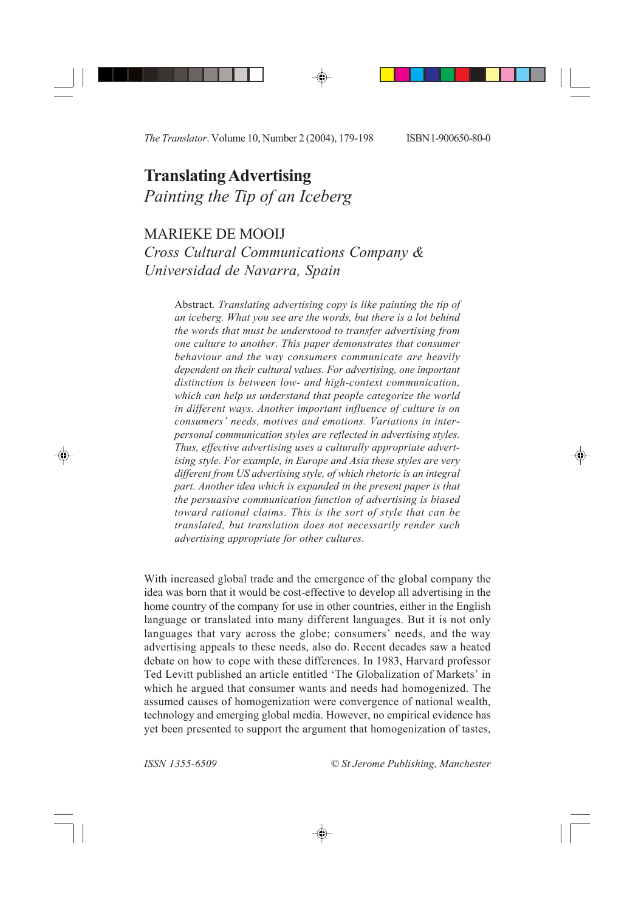# Translating Advertising

*Painting the Tip of an Iceberg*

MARIEKE DE MOOIJ

*Cross Cultural Communications Company & Universidad de Navarra, Spain*

> Abstract. *Translating advertising copy is like painting the tip of an iceberg. What you see are the words, but there is a lot behind the words that must be understood to transfer advertising from one culture to another. This paper demonstrates that consumer behaviour and the way consumers communicate are heavily dependent on their cultural values. For advertising, one important distinction is between low- and high-context communication, which can help us understand that people categorize the world in different ways. Another important influence of culture is on consumers' needs, motives and emotions. Variations in interpersonal communication styles are reflected in advertising styles. Thus, effective advertising uses a culturally appropriate advertising style. For example, in Europe and Asia these styles are very different from US advertising style, of which rhetoric is an integral part. Another idea which is expanded in the present paper is that the persuasive communication function of advertising is biased toward rational claims. This is the sort of style that can be translated, but translation does not necessarily render such advertising appropriate for other cultures.*

With increased global trade and the emergence of the global company the idea was born that it would be cost-effective to develop all advertising in the home country of the company for use in other countries, either in the English language or translated into many different languages. But it is not only languages that vary across the globe; consumers' needs, and the way advertising appeals to these needs, also do. Recent decades saw a heated debate on how to cope with these differences. In 1983, Harvard professor Ted Levitt published an article entitled 'The Globalization of Markets' in which he argued that consumer wants and needs had homogenized. The assumed causes of homogenization were convergence of national wealth, technology and emerging global media. However, no empirical evidence has yet been presented to support the argument that homogenization of tastes,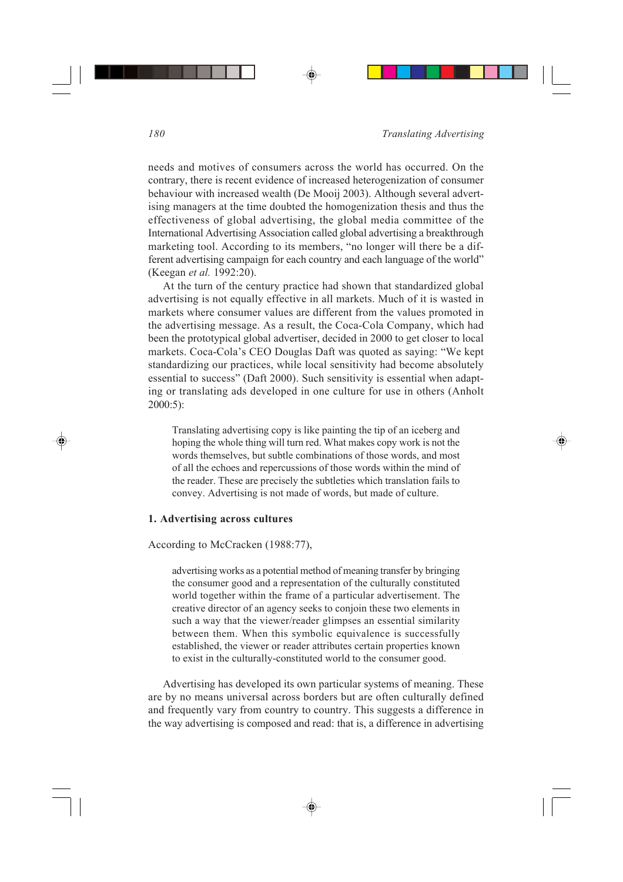needs and motives of consumers across the world has occurred. On the contrary, there is recent evidence of increased heterogenization of consumer behaviour with increased wealth (De Mooij 2003). Although several advertising managers at the time doubted the homogenization thesis and thus the effectiveness of global advertising, the global media committee of the International Advertising Association called global advertising a breakthrough marketing tool. According to its members, "no longer will there be a different advertising campaign for each country and each language of the world" (Keegan *et al.* 1992:20).

At the turn of the century practice had shown that standardized global advertising is not equally effective in all markets. Much of it is wasted in markets where consumer values are different from the values promoted in the advertising message. As a result, the Coca-Cola Company, which had been the prototypical global advertiser, decided in 2000 to get closer to local markets. Coca-Cola's CEO Douglas Daft was quoted as saying: "We kept standardizing our practices, while local sensitivity had become absolutely essential to success" (Daft 2000). Such sensitivity is essential when adapting or translating ads developed in one culture for use in others (Anholt 2000:5):

> Translating advertising copy is like painting the tip of an iceberg and hoping the whole thing will turn red. What makes copy work is not the words themselves, but subtle combinations of those words, and most of all the echoes and repercussions of those words within the mind of the reader. These are precisely the subtleties which translation fails to convey. Advertising is not made of words, but made of culture.

## 1. Advertising across cultures

According to McCracken (1988:77),

> advertising works as a potential method of meaning transfer by bringing the consumer good and a representation of the culturally constituted world together within the frame of a particular advertisement. The creative director of an agency seeks to conjoin these two elements in such a way that the viewer/reader glimpses an essential similarity between them. When this symbolic equivalence is successfully established, the viewer or reader attributes certain properties known to exist in the culturally-constituted world to the consumer good.

Advertising has developed its own particular systems of meaning. These are by no means universal across borders but are often culturally defined and frequently vary from country to country. This suggests a difference in the way advertising is composed and read: that is, a difference in advertising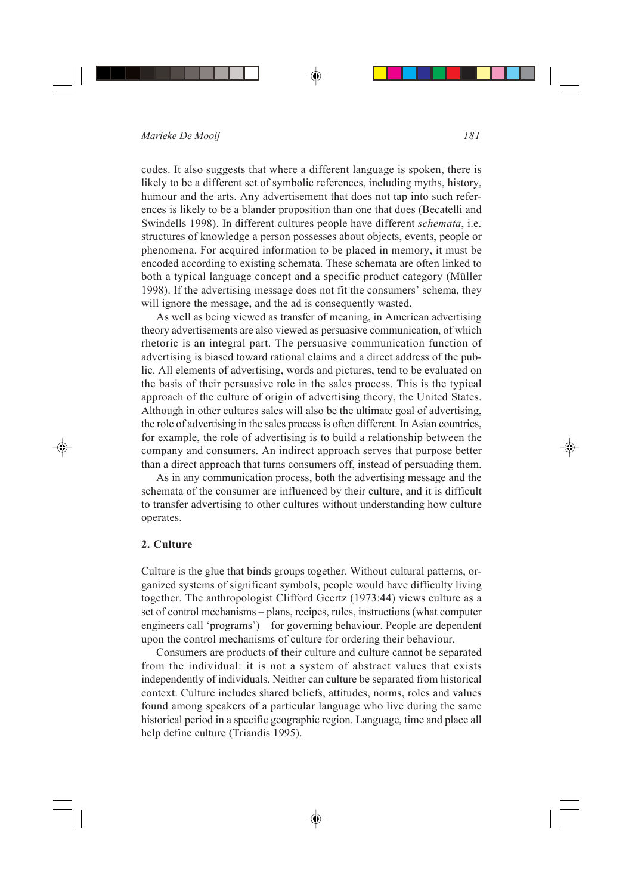codes. It also suggests that where a different language is spoken, there is likely to be a different set of symbolic references, including myths, history, humour and the arts. Any advertisement that does not tap into such references is likely to be a blander proposition than one that does (Becatelli and Swindells 1998). In different cultures people have different *schemata*, i.e. structures of knowledge a person possesses about objects, events, people or phenomena. For acquired information to be placed in memory, it must be encoded according to existing schemata. These schemata are often linked to both a typical language concept and a specific product category (Müller 1998). If the advertising message does not fit the consumers' schema, they will ignore the message, and the ad is consequently wasted.

As well as being viewed as transfer of meaning, in American advertising theory advertisements are also viewed as persuasive communication, of which rhetoric is an integral part. The persuasive communication function of advertising is biased toward rational claims and a direct address of the public. All elements of advertising, words and pictures, tend to be evaluated on the basis of their persuasive role in the sales process. This is the typical approach of the culture of origin of advertising theory, the United States. Although in other cultures sales will also be the ultimate goal of advertising, the role of advertising in the sales process is often different. In Asian countries, for example, the role of advertising is to build a relationship between the company and consumers. An indirect approach serves that purpose better than a direct approach that turns consumers off, instead of persuading them.

As in any communication process, both the advertising message and the schemata of the consumer are influenced by their culture, and it is difficult to transfer advertising to other cultures without understanding how culture operates.

## 2. Culture

Culture is the glue that binds groups together. Without cultural patterns, organized systems of significant symbols, people would have difficulty living together. The anthropologist Clifford Geertz (1973:44) views culture as a set of control mechanisms – plans, recipes, rules, instructions (what computer engineers call 'programs') – for governing behaviour. People are dependent upon the control mechanisms of culture for ordering their behaviour.

Consumers are products of their culture and culture cannot be separated from the individual: it is not a system of abstract values that exists independently of individuals. Neither can culture be separated from historical context. Culture includes shared beliefs, attitudes, norms, roles and values found among speakers of a particular language who live during the same historical period in a specific geographic region. Language, time and place all help define culture (Triandis 1995).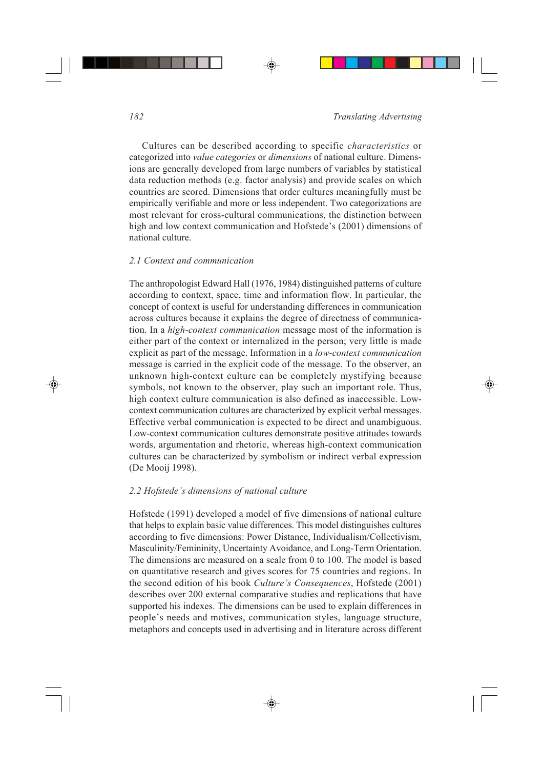Cultures can be described according to specific *characteristics* or categorized into *value categories* or *dimensions* of national culture. Dimensions are generally developed from large numbers of variables by statistical data reduction methods (e.g. factor analysis) and provide scales on which countries are scored. Dimensions that order cultures meaningfully must be empirically verifiable and more or less independent. Two categorizations are most relevant for cross-cultural communications, the distinction between high and low context communication and Hofstede's (2001) dimensions of national culture.

### *2.1 Context and communication*

The anthropologist Edward Hall (1976, 1984) distinguished patterns of culture according to context, space, time and information flow. In particular, the concept of context is useful for understanding differences in communication across cultures because it explains the degree of directness of communication. In a *high-context communication* message most of the information is either part of the context or internalized in the person; very little is made explicit as part of the message. Information in a *low-context communication* message is carried in the explicit code of the message. To the observer, an unknown high-context culture can be completely mystifying because symbols, not known to the observer, play such an important role. Thus, high context culture communication is also defined as inaccessible. Low-context communication cultures are characterized by explicit verbal messages. Effective verbal communication is expected to be direct and unambiguous. Low-context communication cultures demonstrate positive attitudes towards words, argumentation and rhetoric, whereas high-context communication cultures can be characterized by symbolism or indirect verbal expression (De Mooij 1998).

### *2.2 Hofstede's dimensions of national culture*

Hofstede (1991) developed a model of five dimensions of national culture that helps to explain basic value differences. This model distinguishes cultures according to five dimensions: Power Distance, Individualism/Collectivism, Masculinity/Femininity, Uncertainty Avoidance, and Long-Term Orientation. The dimensions are measured on a scale from 0 to 100. The model is based on quantitative research and gives scores for 75 countries and regions. In the second edition of his book *Culture's Consequences*, Hofstede (2001) describes over 200 external comparative studies and replications that have supported his indexes. The dimensions can be used to explain differences in people's needs and motives, communication styles, language structure, metaphors and concepts used in advertising and in literature across different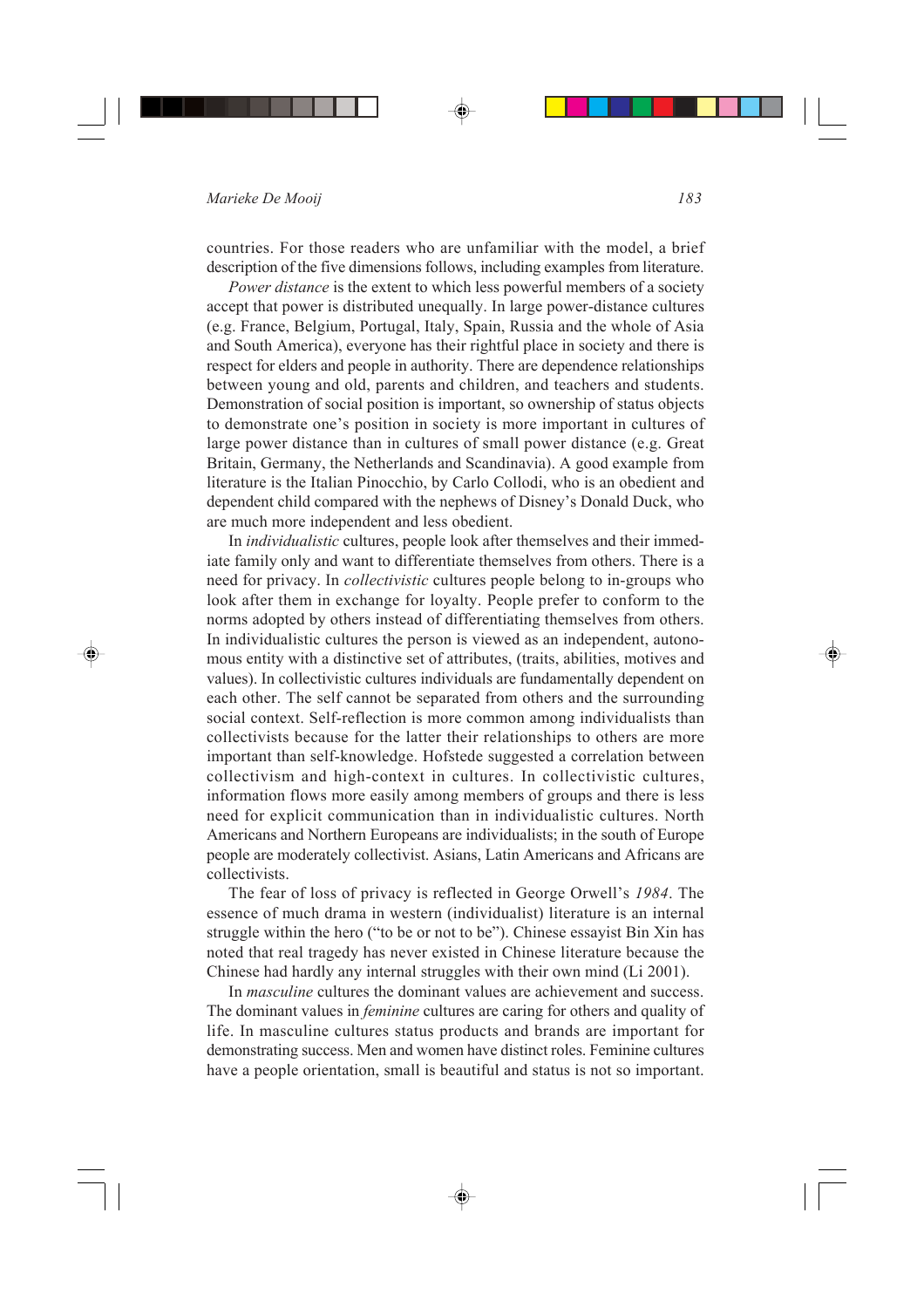countries. For those readers who are unfamiliar with the model, a brief description of the five dimensions follows, including examples from literature.

*Power distance* is the extent to which less powerful members of a society accept that power is distributed unequally. In large power-distance cultures (e.g. France, Belgium, Portugal, Italy, Spain, Russia and the whole of Asia and South America), everyone has their rightful place in society and there is respect for elders and people in authority. There are dependence relationships between young and old, parents and children, and teachers and students. Demonstration of social position is important, so ownership of status objects to demonstrate one's position in society is more important in cultures of large power distance than in cultures of small power distance (e.g. Great Britain, Germany, the Netherlands and Scandinavia). A good example from literature is the Italian Pinocchio, by Carlo Collodi, who is an obedient and dependent child compared with the nephews of Disney's Donald Duck, who are much more independent and less obedient.

In *individualistic* cultures, people look after themselves and their immediate family only and want to differentiate themselves from others. There is a need for privacy. In *collectivistic* cultures people belong to in-groups who look after them in exchange for loyalty. People prefer to conform to the norms adopted by others instead of differentiating themselves from others. In individualistic cultures the person is viewed as an independent, autonomous entity with a distinctive set of attributes, (traits, abilities, motives and values). In collectivistic cultures individuals are fundamentally dependent on each other. The self cannot be separated from others and the surrounding social context. Self-reflection is more common among individualists than collectivists because for the latter their relationships to others are more important than self-knowledge. Hofstede suggested a correlation between collectivism and high-context in cultures. In collectivistic cultures, information flows more easily among members of groups and there is less need for explicit communication than in individualistic cultures. North Americans and Northern Europeans are individualists; in the south of Europe people are moderately collectivist. Asians, Latin Americans and Africans are collectivists.

The fear of loss of privacy is reflected in George Orwell's *1984*. The essence of much drama in western (individualist) literature is an internal struggle within the hero ("to be or not to be"). Chinese essayist Bin Xin has noted that real tragedy has never existed in Chinese literature because the Chinese had hardly any internal struggles with their own mind (Li 2001).

In *masculine* cultures the dominant values are achievement and success. The dominant values in *feminine* cultures are caring for others and quality of life. In masculine cultures status products and brands are important for demonstrating success. Men and women have distinct roles. Feminine cultures have a people orientation, small is beautiful and status is not so important.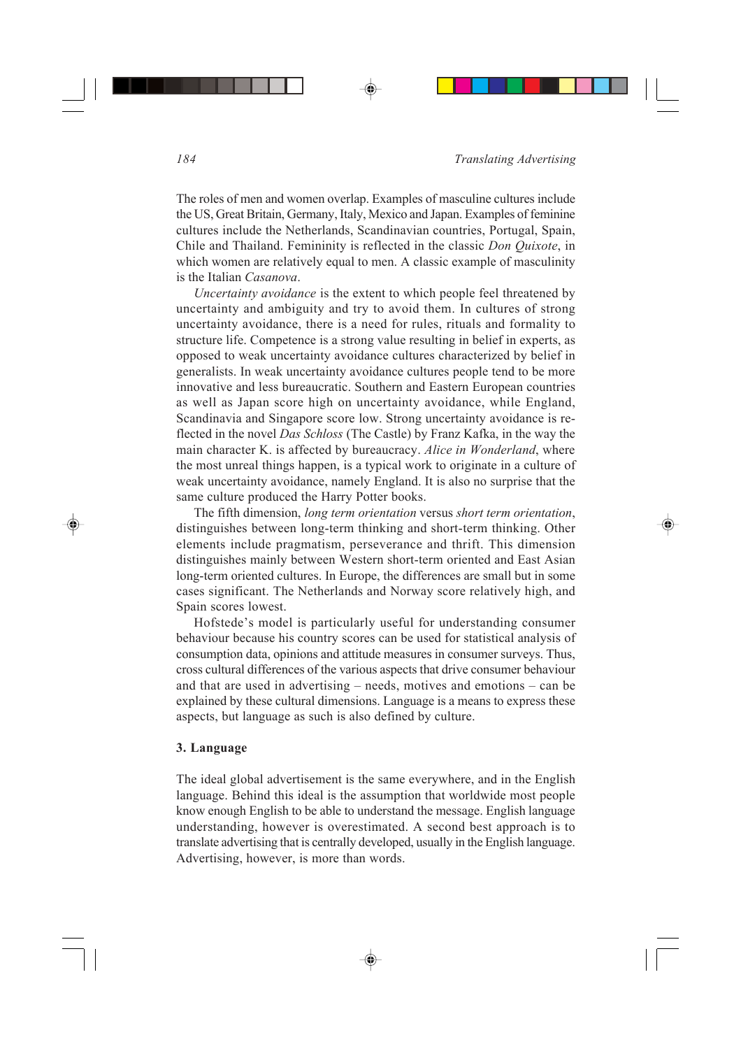The roles of men and women overlap. Examples of masculine cultures include the US, Great Britain, Germany, Italy, Mexico and Japan. Examples of feminine cultures include the Netherlands, Scandinavian countries, Portugal, Spain, Chile and Thailand. Femininity is reflected in the classic *Don Quixote*, in which women are relatively equal to men. A classic example of masculinity is the Italian *Casanova*.

*Uncertainty avoidance* is the extent to which people feel threatened by uncertainty and ambiguity and try to avoid them. In cultures of strong uncertainty avoidance, there is a need for rules, rituals and formality to structure life. Competence is a strong value resulting in belief in experts, as opposed to weak uncertainty avoidance cultures characterized by belief in generalists. In weak uncertainty avoidance cultures people tend to be more innovative and less bureaucratic. Southern and Eastern European countries as well as Japan score high on uncertainty avoidance, while England, Scandinavia and Singapore score low. Strong uncertainty avoidance is reflected in the novel *Das Schloss* (The Castle) by Franz Kafka, in the way the main character K. is affected by bureaucracy. *Alice in Wonderland*, where the most unreal things happen, is a typical work to originate in a culture of weak uncertainty avoidance, namely England. It is also no surprise that the same culture produced the Harry Potter books.

The fifth dimension, *long term orientation* versus *short term orientation*, distinguishes between long-term thinking and short-term thinking. Other elements include pragmatism, perseverance and thrift. This dimension distinguishes mainly between Western short-term oriented and East Asian long-term oriented cultures. In Europe, the differences are small but in some cases significant. The Netherlands and Norway score relatively high, and Spain scores lowest.

Hofstede's model is particularly useful for understanding consumer behaviour because his country scores can be used for statistical analysis of consumption data, opinions and attitude measures in consumer surveys. Thus, cross cultural differences of the various aspects that drive consumer behaviour and that are used in advertising – needs, motives and emotions – can be explained by these cultural dimensions. Language is a means to express these aspects, but language as such is also defined by culture.

## 3. Language

The ideal global advertisement is the same everywhere, and in the English language. Behind this ideal is the assumption that worldwide most people know enough English to be able to understand the message. English language understanding, however is overestimated. A second best approach is to translate advertising that is centrally developed, usually in the English language. Advertising, however, is more than words.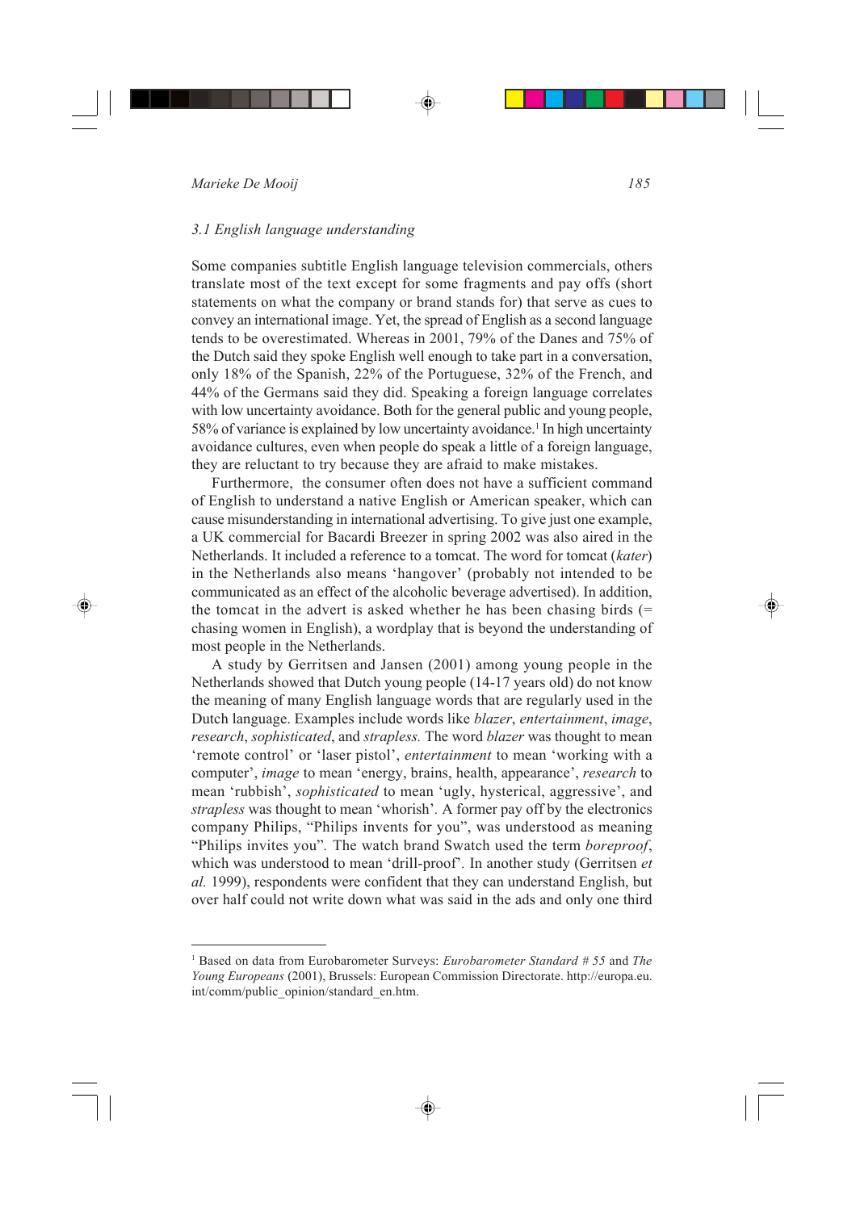### 3.1 English language understanding

Some companies subtitle English language television commercials, others translate most of the text except for some fragments and pay offs (short statements on what the company or brand stands for) that serve as cues to convey an international image. Yet, the spread of English as a second language tends to be overestimated. Whereas in 2001, 79% of the Danes and 75% of the Dutch said they spoke English well enough to take part in a conversation, only 18% of the Spanish, 22% of the Portuguese, 32% of the French, and 44% of the Germans said they did. Speaking a foreign language correlates with low uncertainty avoidance. Both for the general public and young people, 58% of variance is explained by low uncertainty avoidance.[1] In high uncertainty avoidance cultures, even when people do speak a little of a foreign language, they are reluctant to try because they are afraid to make mistakes.

Furthermore, the consumer often does not have a sufficient command of English to understand a native English or American speaker, which can cause misunderstanding in international advertising. To give just one example, a UK commercial for Bacardi Breezer in spring 2002 was also aired in the Netherlands. It included a reference to a tomcat. The word for tomcat (*kater*) in the Netherlands also means 'hangover' (probably not intended to be communicated as an effect of the alcoholic beverage advertised). In addition, the tomcat in the advert is asked whether he has been chasing birds (= chasing women in English), a wordplay that is beyond the understanding of most people in the Netherlands.

A study by Gerritsen and Jansen (2001) among young people in the Netherlands showed that Dutch young people (14-17 years old) do not know the meaning of many English language words that are regularly used in the Dutch language. Examples include words like *blazer*, *entertainment*, *image*, *research*, *sophisticated*, and *strapless.* The word *blazer* was thought to mean 'remote control' or 'laser pistol', *entertainment* to mean 'working with a computer', *image* to mean 'energy, brains, health, appearance', *research* to mean 'rubbish', *sophisticated* to mean 'ugly, hysterical, aggressive', and *strapless* was thought to mean 'whorish'. A former pay off by the electronics company Philips, "Philips invents for you", was understood as meaning "Philips invites you". The watch brand Swatch used the term *boreproof*, which was understood to mean 'drill-proof'. In another study (Gerritsen *et al.* 1999), respondents were confident that they can understand English, but over half could not write down what was said in the ads and only one third

---

[1] Based on data from Eurobarometer Surveys: *Eurobarometer Standard # 55* and *The Young Europeans* (2001), Brussels: European Commission Directorate. http://europa.eu.int/comm/public_opinion/standard_en.htm.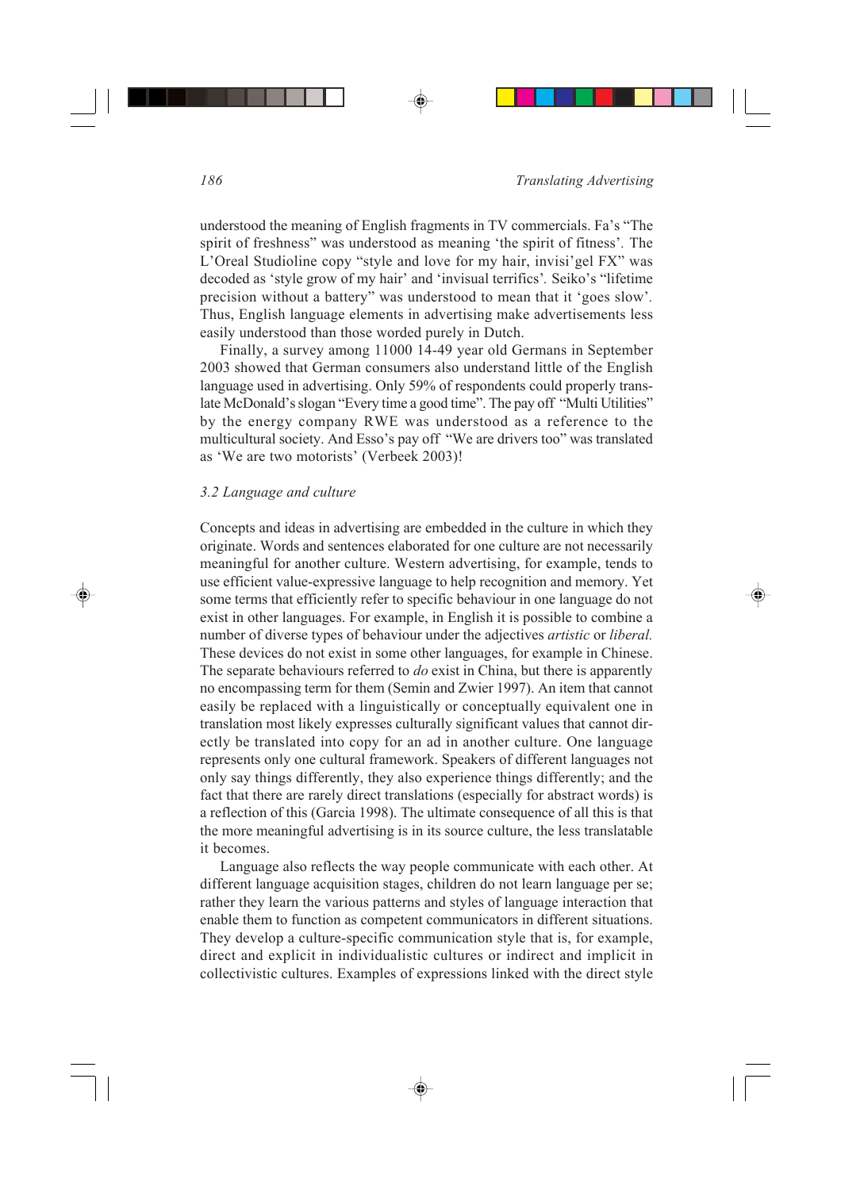understood the meaning of English fragments in TV commercials. Fa's "The spirit of freshness" was understood as meaning 'the spirit of fitness'. The L'Oreal Studioline copy "style and love for my hair, invisi'gel FX" was decoded as 'style grow of my hair' and 'invisual terrifics'. Seiko's "lifetime precision without a battery" was understood to mean that it 'goes slow'. Thus, English language elements in advertising make advertisements less easily understood than those worded purely in Dutch.

Finally, a survey among 11000 14-49 year old Germans in September 2003 showed that German consumers also understand little of the English language used in advertising. Only 59% of respondents could properly translate McDonald's slogan "Every time a good time". The pay off "Multi Utilities" by the energy company RWE was understood as a reference to the multicultural society. And Esso's pay off "We are drivers too" was translated as 'We are two motorists' (Verbeek 2003)!

### *3.2 Language and culture*

Concepts and ideas in advertising are embedded in the culture in which they originate. Words and sentences elaborated for one culture are not necessarily meaningful for another culture. Western advertising, for example, tends to use efficient value-expressive language to help recognition and memory. Yet some terms that efficiently refer to specific behaviour in one language do not exist in other languages. For example, in English it is possible to combine a number of diverse types of behaviour under the adjectives *artistic* or *liberal.* These devices do not exist in some other languages, for example in Chinese. The separate behaviours referred to *do* exist in China, but there is apparently no encompassing term for them (Semin and Zwier 1997). An item that cannot easily be replaced with a linguistically or conceptually equivalent one in translation most likely expresses culturally significant values that cannot directly be translated into copy for an ad in another culture. One language represents only one cultural framework. Speakers of different languages not only say things differently, they also experience things differently; and the fact that there are rarely direct translations (especially for abstract words) is a reflection of this (Garcia 1998). The ultimate consequence of all this is that the more meaningful advertising is in its source culture, the less translatable it becomes.

Language also reflects the way people communicate with each other. At different language acquisition stages, children do not learn language per se; rather they learn the various patterns and styles of language interaction that enable them to function as competent communicators in different situations. They develop a culture-specific communication style that is, for example, direct and explicit in individualistic cultures or indirect and implicit in collectivistic cultures. Examples of expressions linked with the direct style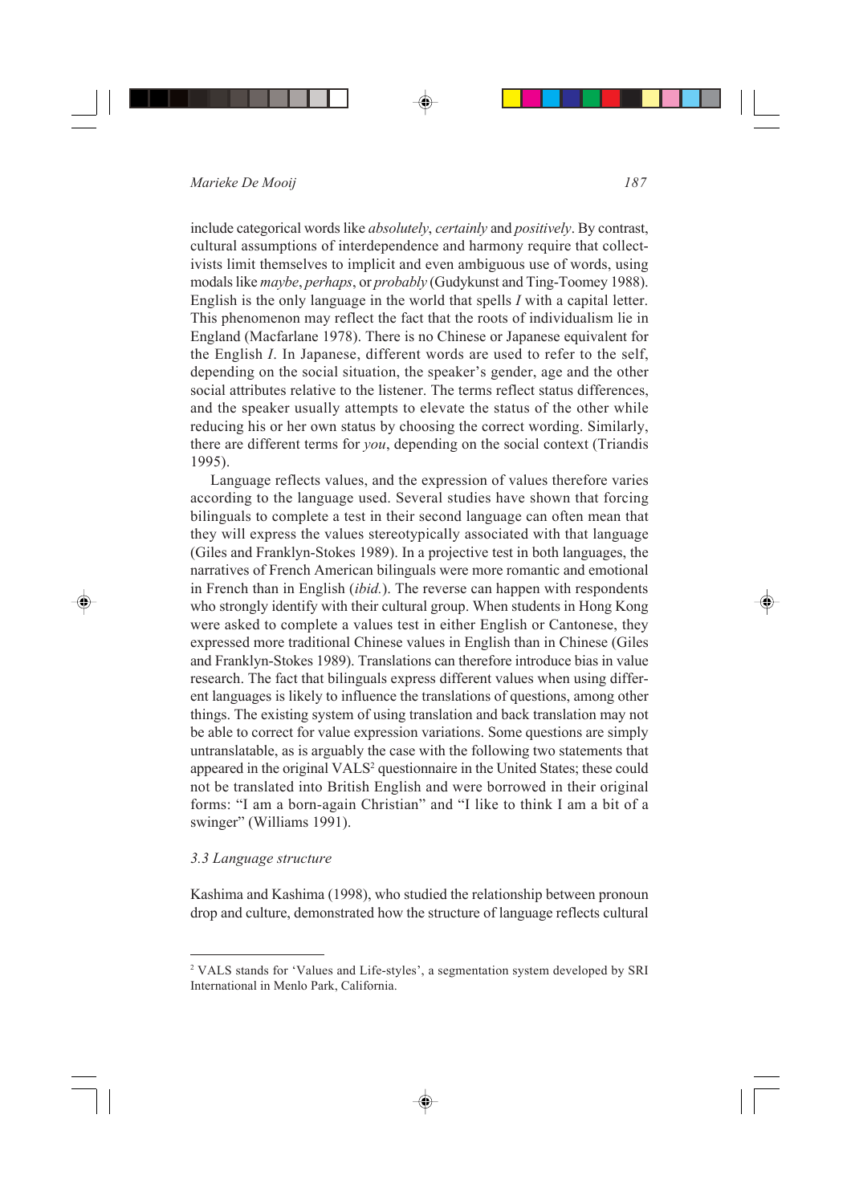include categorical words like *absolutely*, *certainly* and *positively*. By contrast, cultural assumptions of interdependence and harmony require that collectivists limit themselves to implicit and even ambiguous use of words, using modals like *maybe*, *perhaps*, or *probably* (Gudykunst and Ting-Toomey 1988). English is the only language in the world that spells *I* with a capital letter. This phenomenon may reflect the fact that the roots of individualism lie in England (Macfarlane 1978). There is no Chinese or Japanese equivalent for the English *I*. In Japanese, different words are used to refer to the self, depending on the social situation, the speaker's gender, age and the other social attributes relative to the listener. The terms reflect status differences, and the speaker usually attempts to elevate the status of the other while reducing his or her own status by choosing the correct wording. Similarly, there are different terms for *you*, depending on the social context (Triandis 1995).

Language reflects values, and the expression of values therefore varies according to the language used. Several studies have shown that forcing bilinguals to complete a test in their second language can often mean that they will express the values stereotypically associated with that language (Giles and Franklyn-Stokes 1989). In a projective test in both languages, the narratives of French American bilinguals were more romantic and emotional in French than in English (*ibid.*). The reverse can happen with respondents who strongly identify with their cultural group. When students in Hong Kong were asked to complete a values test in either English or Cantonese, they expressed more traditional Chinese values in English than in Chinese (Giles and Franklyn-Stokes 1989). Translations can therefore introduce bias in value research. The fact that bilinguals express different values when using different languages is likely to influence the translations of questions, among other things. The existing system of using translation and back translation may not be able to correct for value expression variations. Some questions are simply untranslatable, as is arguably the case with the following two statements that appeared in the original VALS[2] questionnaire in the United States; these could not be translated into British English and were borrowed in their original forms: "I am a born-again Christian" and "I like to think I am a bit of a swinger" (Williams 1991).

### *3.3 Language structure*

Kashima and Kashima (1998), who studied the relationship between pronoun drop and culture, demonstrated how the structure of language reflects cultural

---

[2] VALS stands for 'Values and Life-styles', a segmentation system developed by SRI International in Menlo Park, California.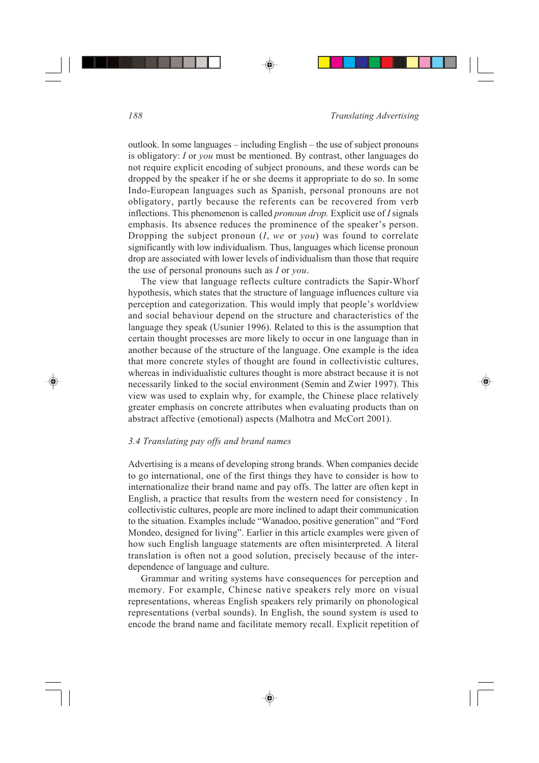outlook. In some languages – including English – the use of subject pronouns is obligatory: *I* or *you* must be mentioned. By contrast, other languages do not require explicit encoding of subject pronouns, and these words can be dropped by the speaker if he or she deems it appropriate to do so. In some Indo-European languages such as Spanish, personal pronouns are not obligatory, partly because the referents can be recovered from verb inflections. This phenomenon is called *pronoun drop.* Explicit use of *I* signals emphasis. Its absence reduces the prominence of the speaker's person. Dropping the subject pronoun (*I*, *we* or *you*) was found to correlate significantly with low individualism. Thus, languages which license pronoun drop are associated with lower levels of individualism than those that require the use of personal pronouns such as *I* or *you*.

The view that language reflects culture contradicts the Sapir-Whorf hypothesis, which states that the structure of language influences culture via perception and categorization. This would imply that people's worldview and social behaviour depend on the structure and characteristics of the language they speak (Usunier 1996). Related to this is the assumption that certain thought processes are more likely to occur in one language than in another because of the structure of the language. One example is the idea that more concrete styles of thought are found in collectivistic cultures, whereas in individualistic cultures thought is more abstract because it is not necessarily linked to the social environment (Semin and Zwier 1997). This view was used to explain why, for example, the Chinese place relatively greater emphasis on concrete attributes when evaluating products than on abstract affective (emotional) aspects (Malhotra and McCort 2001).

### *3.4 Translating pay offs and brand names*

Advertising is a means of developing strong brands. When companies decide to go international, one of the first things they have to consider is how to internationalize their brand name and pay offs. The latter are often kept in English, a practice that results from the western need for consistency . In collectivistic cultures, people are more inclined to adapt their communication to the situation. Examples include "Wanadoo, positive generation" and "Ford Mondeo, designed for living". Earlier in this article examples were given of how such English language statements are often misinterpreted. A literal translation is often not a good solution, precisely because of the interdependence of language and culture.

Grammar and writing systems have consequences for perception and memory. For example, Chinese native speakers rely more on visual representations, whereas English speakers rely primarily on phonological representations (verbal sounds). In English, the sound system is used to encode the brand name and facilitate memory recall. Explicit repetition of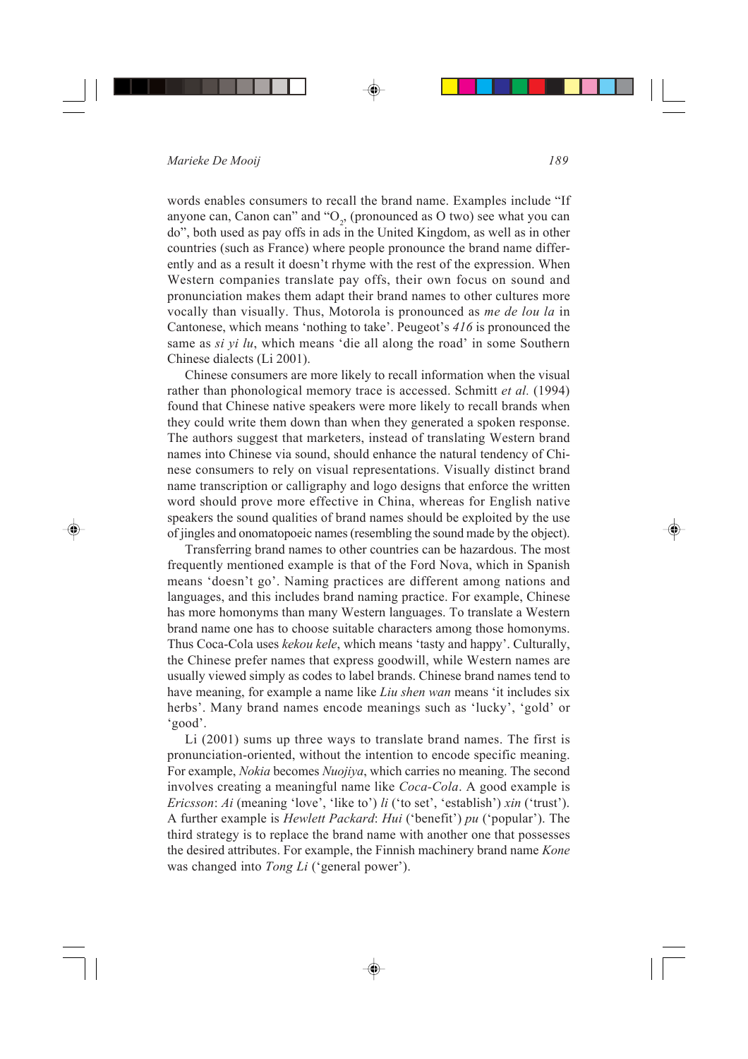words enables consumers to recall the brand name. Examples include “If anyone can, Canon can” and “$O_2$, (pronounced as O two) see what you can do”, both used as pay offs in ads in the United Kingdom, as well as in other countries (such as France) where people pronounce the brand name differently and as a result it doesn’t rhyme with the rest of the expression. When Western companies translate pay offs, their own focus on sound and pronunciation makes them adapt their brand names to other cultures more vocally than visually. Thus, Motorola is pronounced as *me de lou la* in Cantonese, which means ‘nothing to take’. Peugeot’s *416* is pronounced the same as *si yi lu*, which means ‘die all along the road’ in some Southern Chinese dialects (Li 2001).

Chinese consumers are more likely to recall information when the visual rather than phonological memory trace is accessed. Schmitt *et al.* (1994) found that Chinese native speakers were more likely to recall brands when they could write them down than when they generated a spoken response. The authors suggest that marketers, instead of translating Western brand names into Chinese via sound, should enhance the natural tendency of Chinese consumers to rely on visual representations. Visually distinct brand name transcription or calligraphy and logo designs that enforce the written word should prove more effective in China, whereas for English native speakers the sound qualities of brand names should be exploited by the use of jingles and onomatopoeic names (resembling the sound made by the object).

Transferring brand names to other countries can be hazardous. The most frequently mentioned example is that of the Ford Nova, which in Spanish means ‘doesn’t go’. Naming practices are different among nations and languages, and this includes brand naming practice. For example, Chinese has more homonyms than many Western languages. To translate a Western brand name one has to choose suitable characters among those homonyms. Thus Coca-Cola uses *kekou kele*, which means ‘tasty and happy’. Culturally, the Chinese prefer names that express goodwill, while Western names are usually viewed simply as codes to label brands. Chinese brand names tend to have meaning, for example a name like *Liu shen wan* means ‘it includes six herbs’. Many brand names encode meanings such as ‘lucky’, ‘gold’ or ‘good’.

Li (2001) sums up three ways to translate brand names. The first is pronunciation-oriented, without the intention to encode specific meaning. For example, *Nokia* becomes *Nuojiya*, which carries no meaning. The second involves creating a meaningful name like *Coca-Cola*. A good example is *Ericsson*: *Ai* (meaning ‘love’, ‘like to’) *li* (‘to set’, ‘establish’) *xin* (‘trust’). A further example is *Hewlett Packard*: *Hui* (‘benefit’) *pu* (‘popular’). The third strategy is to replace the brand name with another one that possesses the desired attributes. For example, the Finnish machinery brand name *Kone* was changed into *Tong Li* (‘general power’).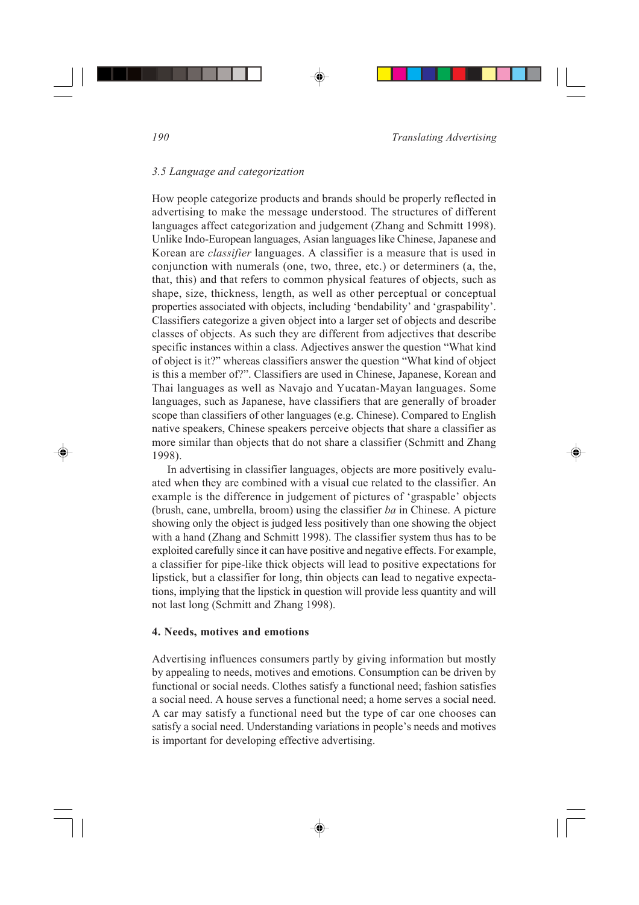*3.5 Language and categorization*

How people categorize products and brands should be properly reflected in advertising to make the message understood. The structures of different languages affect categorization and judgement (Zhang and Schmitt 1998). Unlike Indo-European languages, Asian languages like Chinese, Japanese and Korean are *classifier* languages. A classifier is a measure that is used in conjunction with numerals (one, two, three, etc.) or determiners (a, the, that, this) and that refers to common physical features of objects, such as shape, size, thickness, length, as well as other perceptual or conceptual properties associated with objects, including 'bendability' and 'graspability'. Classifiers categorize a given object into a larger set of objects and describe classes of objects. As such they are different from adjectives that describe specific instances within a class. Adjectives answer the question "What kind of object is it?" whereas classifiers answer the question "What kind of object is this a member of?". Classifiers are used in Chinese, Japanese, Korean and Thai languages as well as Navajo and Yucatan-Mayan languages. Some languages, such as Japanese, have classifiers that are generally of broader scope than classifiers of other languages (e.g. Chinese). Compared to English native speakers, Chinese speakers perceive objects that share a classifier as more similar than objects that do not share a classifier (Schmitt and Zhang 1998).

In advertising in classifier languages, objects are more positively evaluated when they are combined with a visual cue related to the classifier. An example is the difference in judgement of pictures of 'graspable' objects (brush, cane, umbrella, broom) using the classifier *ba* in Chinese. A picture showing only the object is judged less positively than one showing the object with a hand (Zhang and Schmitt 1998). The classifier system thus has to be exploited carefully since it can have positive and negative effects. For example, a classifier for pipe-like thick objects will lead to positive expectations for lipstick, but a classifier for long, thin objects can lead to negative expectations, implying that the lipstick in question will provide less quantity and will not last long (Schmitt and Zhang 1998).

## 4. Needs, motives and emotions

Advertising influences consumers partly by giving information but mostly by appealing to needs, motives and emotions. Consumption can be driven by functional or social needs. Clothes satisfy a functional need; fashion satisfies a social need. A house serves a functional need; a home serves a social need. A car may satisfy a functional need but the type of car one chooses can satisfy a social need. Understanding variations in people's needs and motives is important for developing effective advertising.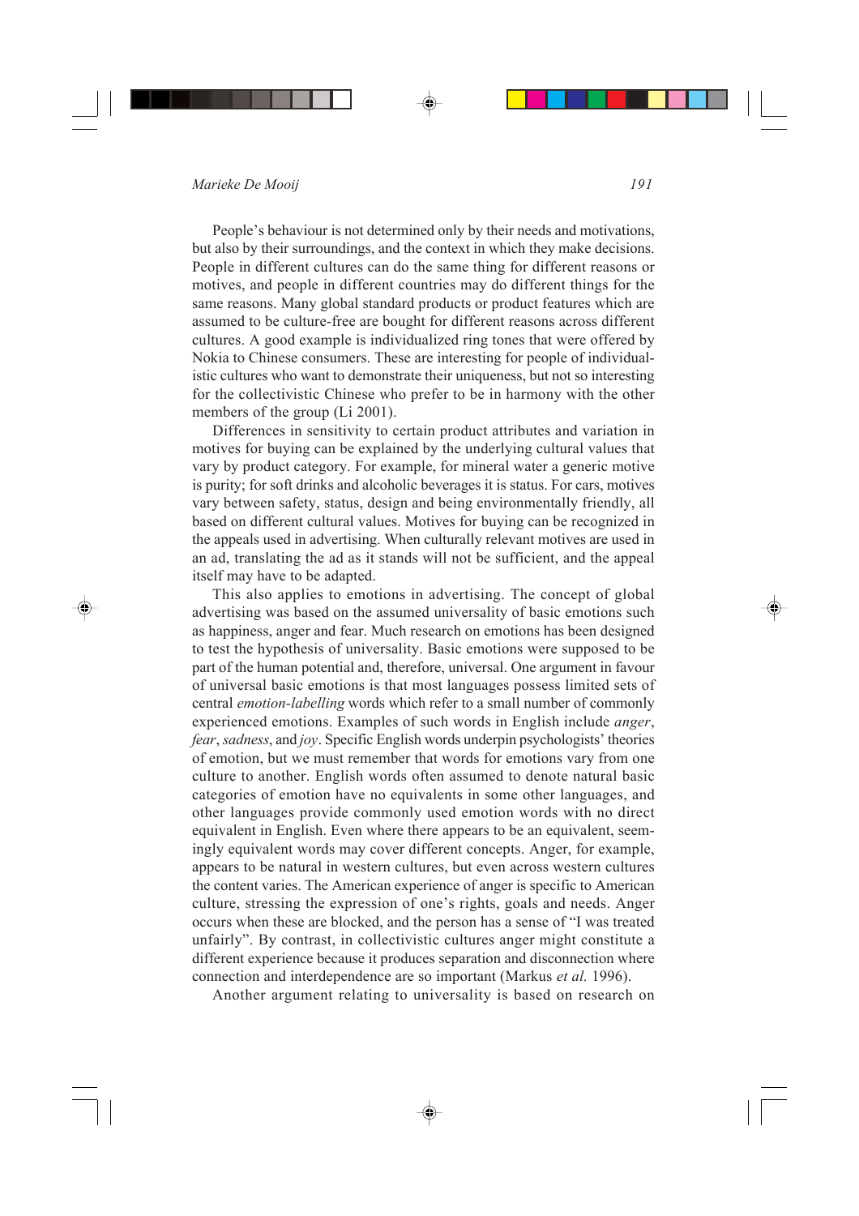People's behaviour is not determined only by their needs and motivations, but also by their surroundings, and the context in which they make decisions. People in different cultures can do the same thing for different reasons or motives, and people in different countries may do different things for the same reasons. Many global standard products or product features which are assumed to be culture-free are bought for different reasons across different cultures. A good example is individualized ring tones that were offered by Nokia to Chinese consumers. These are interesting for people of individualistic cultures who want to demonstrate their uniqueness, but not so interesting for the collectivistic Chinese who prefer to be in harmony with the other members of the group (Li 2001).

Differences in sensitivity to certain product attributes and variation in motives for buying can be explained by the underlying cultural values that vary by product category. For example, for mineral water a generic motive is purity; for soft drinks and alcoholic beverages it is status. For cars, motives vary between safety, status, design and being environmentally friendly, all based on different cultural values. Motives for buying can be recognized in the appeals used in advertising. When culturally relevant motives are used in an ad, translating the ad as it stands will not be sufficient, and the appeal itself may have to be adapted.

This also applies to emotions in advertising. The concept of global advertising was based on the assumed universality of basic emotions such as happiness, anger and fear. Much research on emotions has been designed to test the hypothesis of universality. Basic emotions were supposed to be part of the human potential and, therefore, universal. One argument in favour of universal basic emotions is that most languages possess limited sets of central *emotion-labelling* words which refer to a small number of commonly experienced emotions. Examples of such words in English include *anger*, *fear*, *sadness*, and *joy*. Specific English words underpin psychologists' theories of emotion, but we must remember that words for emotions vary from one culture to another. English words often assumed to denote natural basic categories of emotion have no equivalents in some other languages, and other languages provide commonly used emotion words with no direct equivalent in English. Even where there appears to be an equivalent, seemingly equivalent words may cover different concepts. Anger, for example, appears to be natural in western cultures, but even across western cultures the content varies. The American experience of anger is specific to American culture, stressing the expression of one's rights, goals and needs. Anger occurs when these are blocked, and the person has a sense of "I was treated unfairly". By contrast, in collectivistic cultures anger might constitute a different experience because it produces separation and disconnection where connection and interdependence are so important (Markus *et al.* 1996).

Another argument relating to universality is based on research on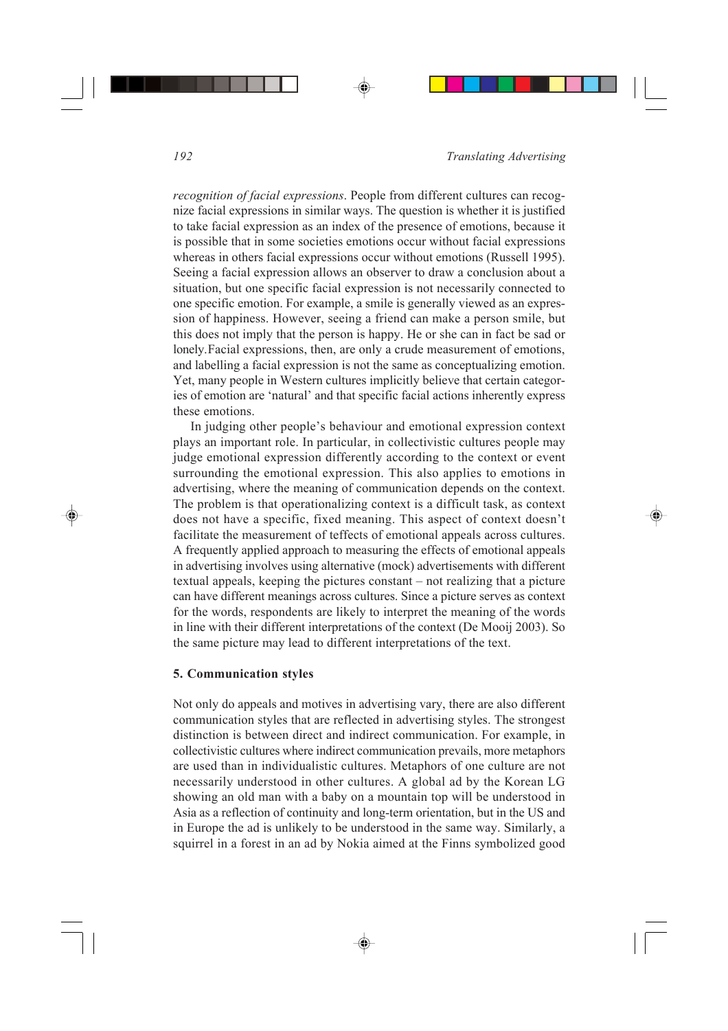*recognition of facial expressions*. People from different cultures can recognize facial expressions in similar ways. The question is whether it is justified to take facial expression as an index of the presence of emotions, because it is possible that in some societies emotions occur without facial expressions whereas in others facial expressions occur without emotions (Russell 1995). Seeing a facial expression allows an observer to draw a conclusion about a situation, but one specific facial expression is not necessarily connected to one specific emotion. For example, a smile is generally viewed as an expression of happiness. However, seeing a friend can make a person smile, but this does not imply that the person is happy. He or she can in fact be sad or lonely.Facial expressions, then, are only a crude measurement of emotions, and labelling a facial expression is not the same as conceptualizing emotion. Yet, many people in Western cultures implicitly believe that certain categories of emotion are 'natural' and that specific facial actions inherently express these emotions.

In judging other people's behaviour and emotional expression context plays an important role. In particular, in collectivistic cultures people may judge emotional expression differently according to the context or event surrounding the emotional expression. This also applies to emotions in advertising, where the meaning of communication depends on the context. The problem is that operationalizing context is a difficult task, as context does not have a specific, fixed meaning. This aspect of context doesn't facilitate the measurement of teffects of emotional appeals across cultures. A frequently applied approach to measuring the effects of emotional appeals in advertising involves using alternative (mock) advertisements with different textual appeals, keeping the pictures constant – not realizing that a picture can have different meanings across cultures. Since a picture serves as context for the words, respondents are likely to interpret the meaning of the words in line with their different interpretations of the context (De Mooij 2003). So the same picture may lead to different interpretations of the text.

**5. Communication styles**

Not only do appeals and motives in advertising vary, there are also different communication styles that are reflected in advertising styles. The strongest distinction is between direct and indirect communication. For example, in collectivistic cultures where indirect communication prevails, more metaphors are used than in individualistic cultures. Metaphors of one culture are not necessarily understood in other cultures. A global ad by the Korean LG showing an old man with a baby on a mountain top will be understood in Asia as a reflection of continuity and long-term orientation, but in the US and in Europe the ad is unlikely to be understood in the same way. Similarly, a squirrel in a forest in an ad by Nokia aimed at the Finns symbolized good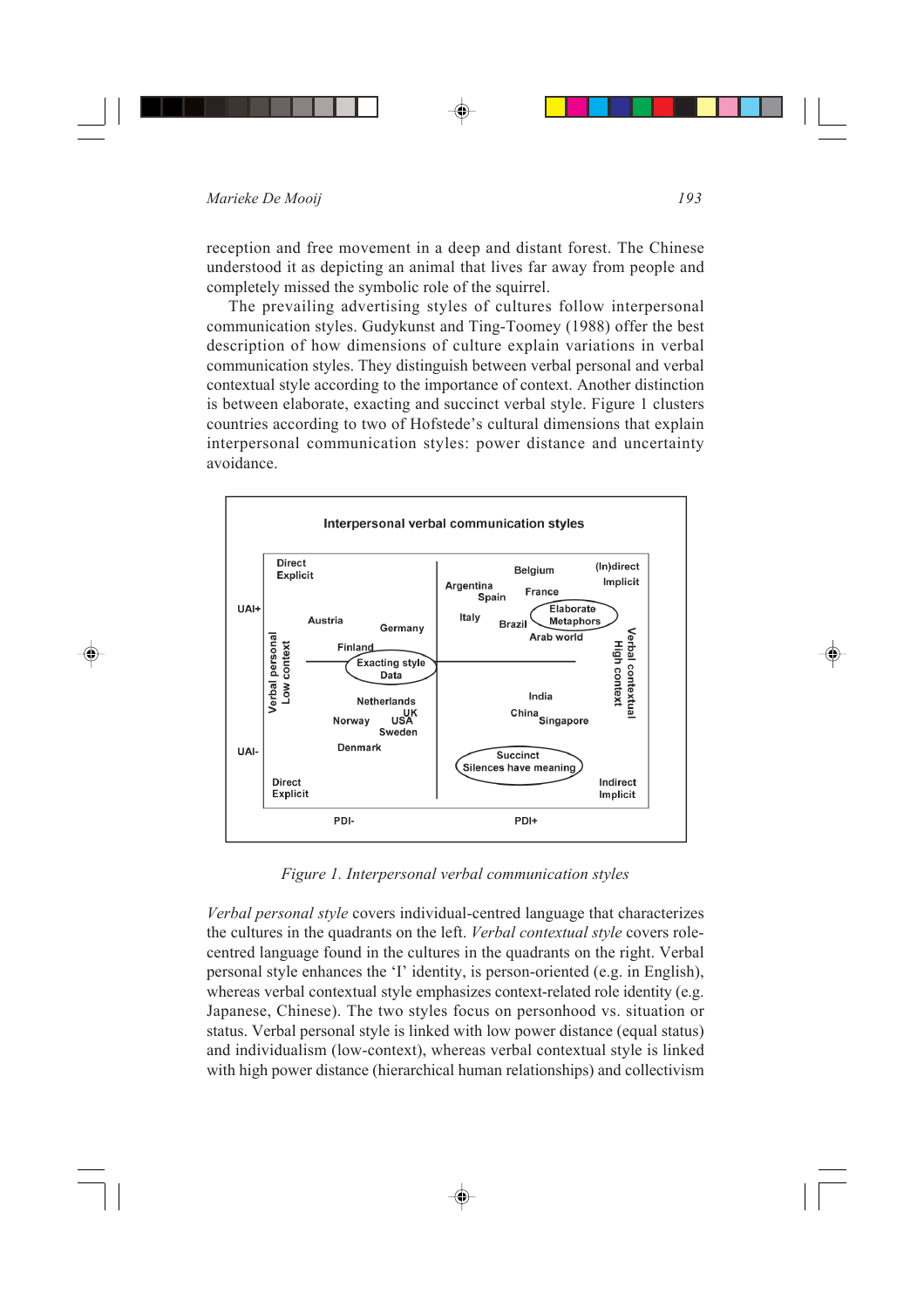reception and free movement in a deep and distant forest. The Chinese understood it as depicting an animal that lives far away from people and completely missed the symbolic role of the squirrel.

The prevailing advertising styles of cultures follow interpersonal communication styles. Gudykunst and Ting-Toomey (1988) offer the best description of how dimensions of culture explain variations in verbal communication styles. They distinguish between verbal personal and verbal contextual style according to the importance of context. Another distinction is between elaborate, exacting and succinct verbal style. Figure 1 clusters countries according to two of Hofstede's cultural dimensions that explain interpersonal communication styles: power distance and uncertainty avoidance.

*Figure 1. Interpersonal verbal communication styles*

*Verbal personal style* covers individual-centred language that characterizes the cultures in the quadrants on the left. *Verbal contextual style* covers role-centred language found in the cultures in the quadrants on the right. Verbal personal style enhances the 'I' identity, is person-oriented (e.g. in English), whereas verbal contextual style emphasizes context-related role identity (e.g. Japanese, Chinese). The two styles focus on personhood vs. situation or status. Verbal personal style is linked with low power distance (equal status) and individualism (low-context), whereas verbal contextual style is linked with high power distance (hierarchical human relationships) and collectivism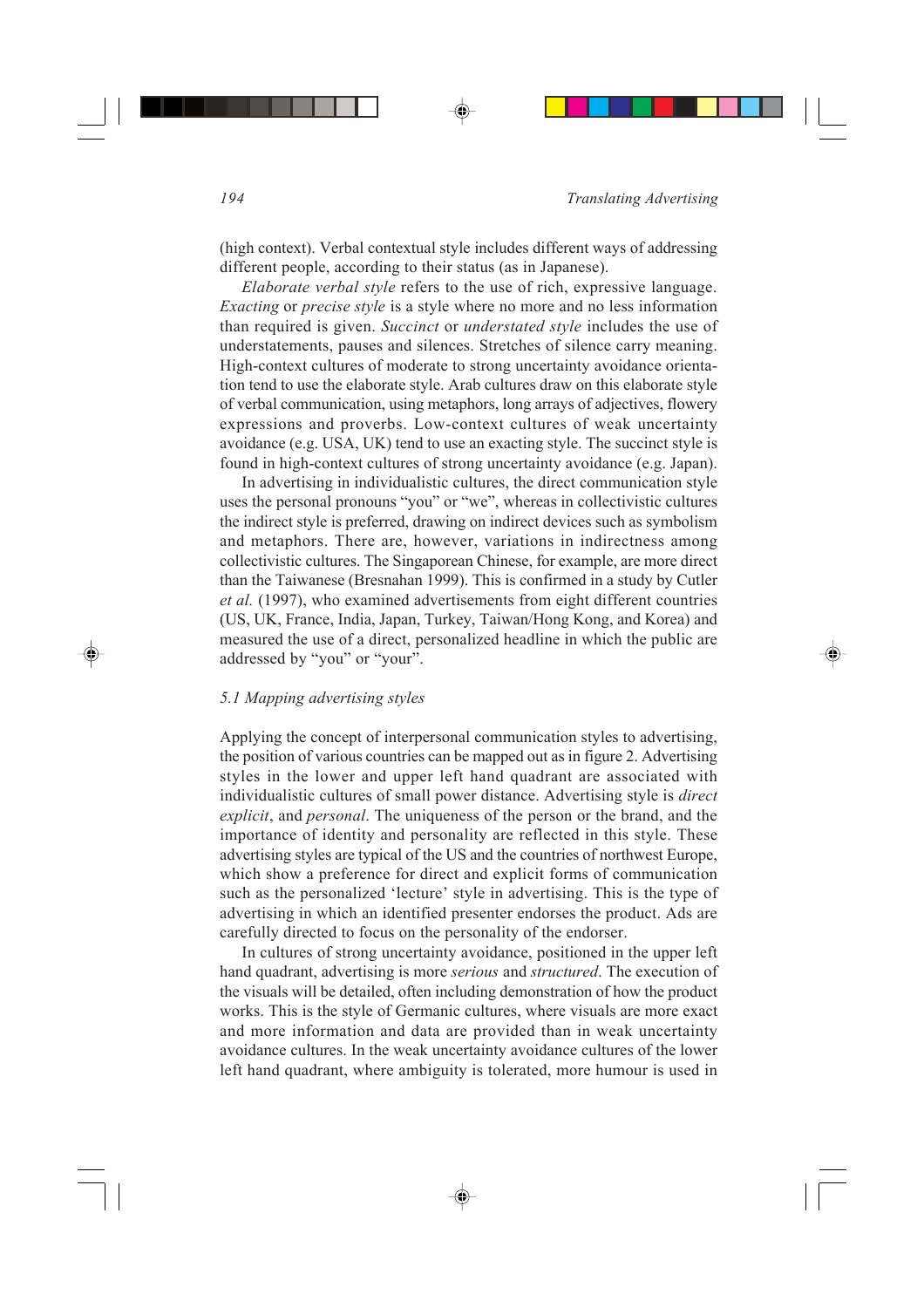(high context). Verbal contextual style includes different ways of addressing different people, according to their status (as in Japanese).

*Elaborate verbal style* refers to the use of rich, expressive language. *Exacting* or *precise style* is a style where no more and no less information than required is given. *Succinct* or *understated style* includes the use of understatements, pauses and silences. Stretches of silence carry meaning. High-context cultures of moderate to strong uncertainty avoidance orientation tend to use the elaborate style. Arab cultures draw on this elaborate style of verbal communication, using metaphors, long arrays of adjectives, flowery expressions and proverbs. Low-context cultures of weak uncertainty avoidance (e.g. USA, UK) tend to use an exacting style. The succinct style is found in high-context cultures of strong uncertainty avoidance (e.g. Japan).

In advertising in individualistic cultures, the direct communication style uses the personal pronouns "you" or "we", whereas in collectivistic cultures the indirect style is preferred, drawing on indirect devices such as symbolism and metaphors. There are, however, variations in indirectness among collectivistic cultures. The Singaporean Chinese, for example, are more direct than the Taiwanese (Bresnahan 1999). This is confirmed in a study by Cutler *et al.* (1997), who examined advertisements from eight different countries (US, UK, France, India, Japan, Turkey, Taiwan/Hong Kong, and Korea) and measured the use of a direct, personalized headline in which the public are addressed by "you" or "your".

### *5.1 Mapping advertising styles*

Applying the concept of interpersonal communication styles to advertising, the position of various countries can be mapped out as in figure 2. Advertising styles in the lower and upper left hand quadrant are associated with individualistic cultures of small power distance. Advertising style is *direct explicit*, and *personal*. The uniqueness of the person or the brand, and the importance of identity and personality are reflected in this style. These advertising styles are typical of the US and the countries of northwest Europe, which show a preference for direct and explicit forms of communication such as the personalized 'lecture' style in advertising. This is the type of advertising in which an identified presenter endorses the product. Ads are carefully directed to focus on the personality of the endorser.

In cultures of strong uncertainty avoidance, positioned in the upper left hand quadrant, advertising is more *serious* and *structured*. The execution of the visuals will be detailed, often including demonstration of how the product works. This is the style of Germanic cultures, where visuals are more exact and more information and data are provided than in weak uncertainty avoidance cultures. In the weak uncertainty avoidance cultures of the lower left hand quadrant, where ambiguity is tolerated, more humour is used in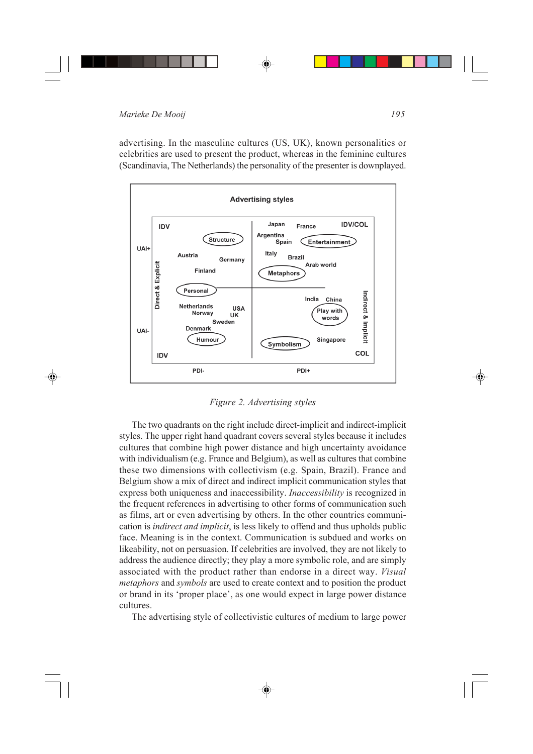advertising. In the masculine cultures (US, UK), known personalities or celebrities are used to present the product, whereas in the feminine cultures (Scandinavia, The Netherlands) the personality of the presenter is downplayed.

Advertising styles

IDV | Japan France IDV/COL

UAI+ Structure | Argentina Spain Entertainment

Austria Germany | Italy Brazil Arab world

Finland | Metaphors

Direct & Explicit | Indirect & Implicit

Personal | India China

Netherlands Norway USA UK Sweden | Play with words

UAI- Denmark Humour | Symbolism Singapore

IDV | COL

PDI- PDI+

*Figure 2. Advertising styles*

The two quadrants on the right include direct-implicit and indirect-implicit styles. The upper right hand quadrant covers several styles because it includes cultures that combine high power distance and high uncertainty avoidance with individualism (e.g. France and Belgium), as well as cultures that combine these two dimensions with collectivism (e.g. Spain, Brazil). France and Belgium show a mix of direct and indirect implicit communication styles that express both uniqueness and inaccessibility. *Inaccessibility* is recognized in the frequent references in advertising to other forms of communication such as films, art or even advertising by others. In the other countries communication is *indirect and implicit*, is less likely to offend and thus upholds public face. Meaning is in the context. Communication is subdued and works on likeability, not on persuasion. If celebrities are involved, they are not likely to address the audience directly; they play a more symbolic role, and are simply associated with the product rather than endorse in a direct way. *Visual metaphors* and *symbols* are used to create context and to position the product or brand in its 'proper place', as one would expect in large power distance cultures.

The advertising style of collectivistic cultures of medium to large power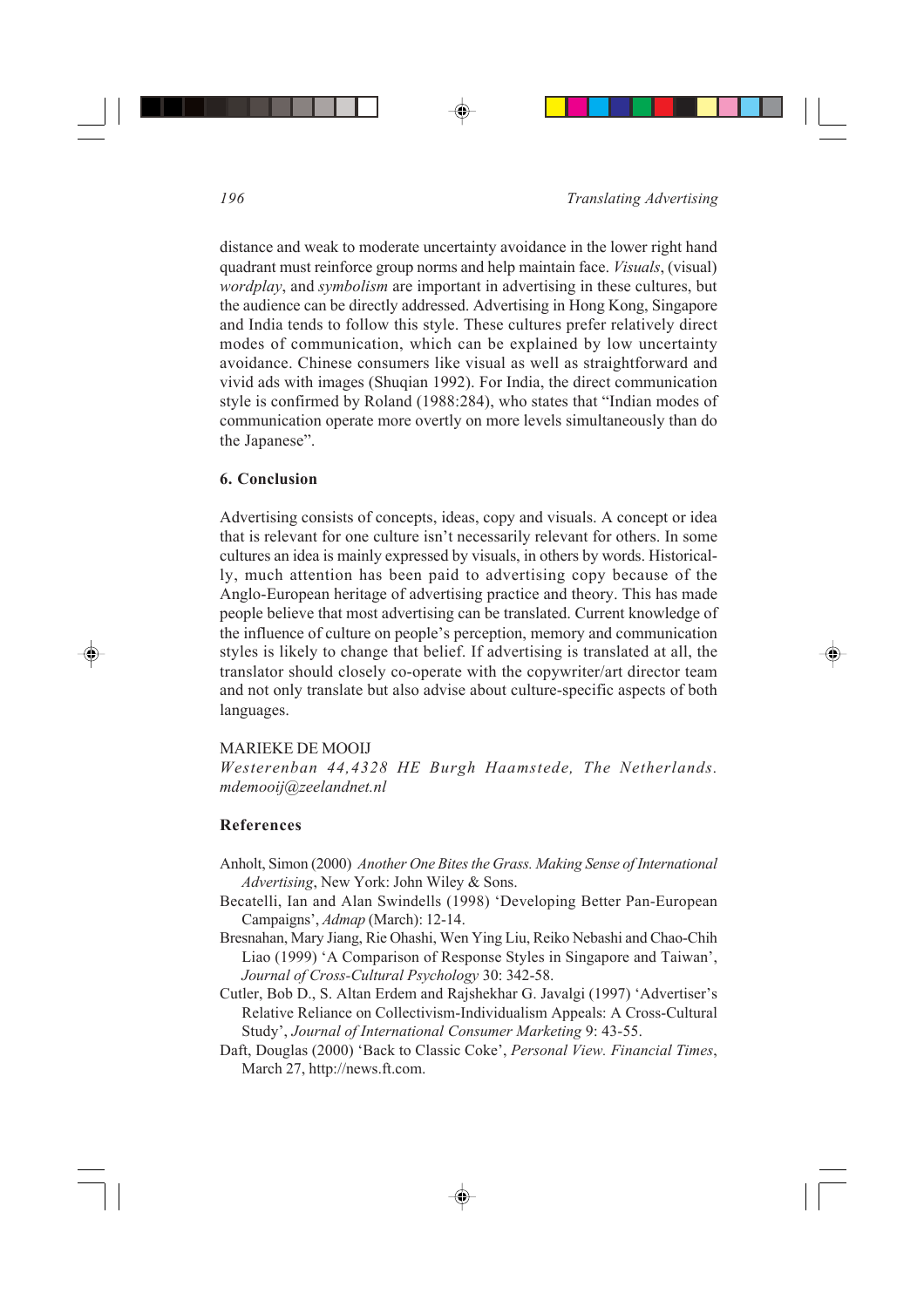distance and weak to moderate uncertainty avoidance in the lower right hand quadrant must reinforce group norms and help maintain face. *Visuals*, (visual) *wordplay*, and *symbolism* are important in advertising in these cultures, but the audience can be directly addressed. Advertising in Hong Kong, Singapore and India tends to follow this style. These cultures prefer relatively direct modes of communication, which can be explained by low uncertainty avoidance. Chinese consumers like visual as well as straightforward and vivid ads with images (Shuqian 1992). For India, the direct communication style is confirmed by Roland (1988:284), who states that "Indian modes of communication operate more overtly on more levels simultaneously than do the Japanese".

## 6. Conclusion

Advertising consists of concepts, ideas, copy and visuals. A concept or idea that is relevant for one culture isn't necessarily relevant for others. In some cultures an idea is mainly expressed by visuals, in others by words. Historically, much attention has been paid to advertising copy because of the Anglo-European heritage of advertising practice and theory. This has made people believe that most advertising can be translated. Current knowledge of the influence of culture on people's perception, memory and communication styles is likely to change that belief. If advertising is translated at all, the translator should closely co-operate with the copywriter/art director team and not only translate but also advise about culture-specific aspects of both languages.

MARIEKE DE MOOIJ
*Westerenban 44, 4328 HE Burgh Haamstede, The Netherlands.*
*mdemooij@zeelandnet.nl*

## References

Anholt, Simon (2000) *Another One Bites the Grass. Making Sense of International Advertising*, New York: John Wiley & Sons.

Becatelli, Ian and Alan Swindells (1998) 'Developing Better Pan-European Campaigns', *Admap* (March): 12-14.

Bresnahan, Mary Jiang, Rie Ohashi, Wen Ying Liu, Reiko Nebashi and Chao-Chih Liao (1999) 'A Comparison of Response Styles in Singapore and Taiwan', *Journal of Cross-Cultural Psychology* 30: 342-58.

Cutler, Bob D., S. Altan Erdem and Rajshekhar G. Javalgi (1997) 'Advertiser's Relative Reliance on Collectivism-Individualism Appeals: A Cross-Cultural Study', *Journal of International Consumer Marketing* 9: 43-55.

Daft, Douglas (2000) 'Back to Classic Coke', *Personal View. Financial Times*, March 27, http://news.ft.com.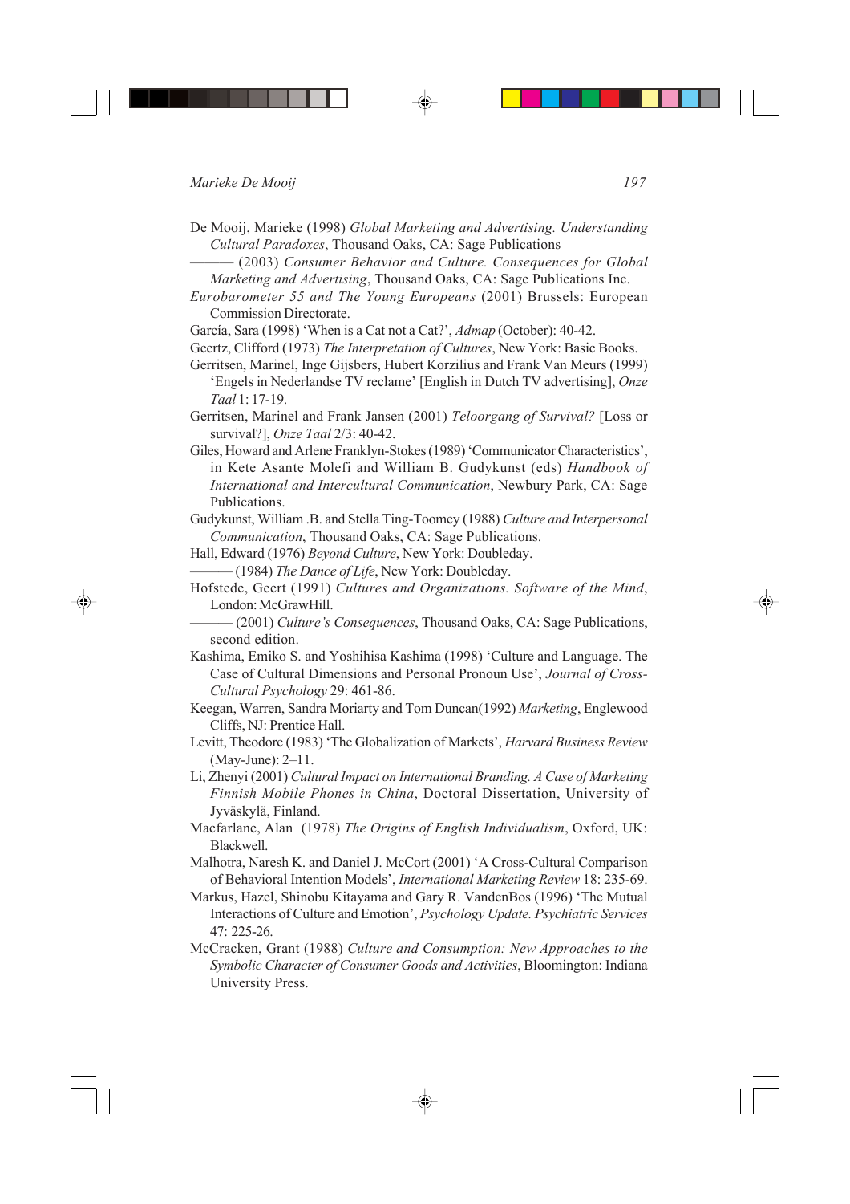De Mooij, Marieke (1998) *Global Marketing and Advertising. Understanding Cultural Paradoxes*, Thousand Oaks, CA: Sage Publications

——— (2003) *Consumer Behavior and Culture. Consequences for Global Marketing and Advertising*, Thousand Oaks, CA: Sage Publications Inc.

*Eurobarometer 55 and The Young Europeans* (2001) Brussels: European Commission Directorate.

García, Sara (1998) 'When is a Cat not a Cat?', *Admap* (October): 40-42.

Geertz, Clifford (1973) *The Interpretation of Cultures*, New York: Basic Books.

Gerritsen, Marinel, Inge Gijsbers, Hubert Korzilius and Frank Van Meurs (1999) 'Engels in Nederlandse TV reclame' [English in Dutch TV advertising], *Onze Taal* 1: 17-19.

Gerritsen, Marinel and Frank Jansen (2001) *Teloorgang of Survival?* [Loss or survival?], *Onze Taal* 2/3: 40-42.

Giles, Howard and Arlene Franklyn-Stokes (1989) 'Communicator Characteristics', in Kete Asante Molefi and William B. Gudykunst (eds) *Handbook of International and Intercultural Communication*, Newbury Park, CA: Sage Publications.

Gudykunst, William .B. and Stella Ting-Toomey (1988) *Culture and Interpersonal Communication*, Thousand Oaks, CA: Sage Publications.

Hall, Edward (1976) *Beyond Culture*, New York: Doubleday.

——— (1984) *The Dance of Life*, New York: Doubleday.

Hofstede, Geert (1991) *Cultures and Organizations. Software of the Mind*, London: McGrawHill.

——— (2001) *Culture's Consequences*, Thousand Oaks, CA: Sage Publications, second edition.

Kashima, Emiko S. and Yoshihisa Kashima (1998) 'Culture and Language. The Case of Cultural Dimensions and Personal Pronoun Use', *Journal of Cross-Cultural Psychology* 29: 461-86.

Keegan, Warren, Sandra Moriarty and Tom Duncan(1992) *Marketing*, Englewood Cliffs, NJ: Prentice Hall.

Levitt, Theodore (1983) 'The Globalization of Markets', *Harvard Business Review* (May-June): 2–11.

Li, Zhenyi (2001) *Cultural Impact on International Branding. A Case of Marketing Finnish Mobile Phones in China*, Doctoral Dissertation, University of Jyväskylä, Finland.

Macfarlane, Alan (1978) *The Origins of English Individualism*, Oxford, UK: Blackwell.

Malhotra, Naresh K. and Daniel J. McCort (2001) 'A Cross-Cultural Comparison of Behavioral Intention Models', *International Marketing Review* 18: 235-69.

Markus, Hazel, Shinobu Kitayama and Gary R. VandenBos (1996) 'The Mutual Interactions of Culture and Emotion', *Psychology Update. Psychiatric Services* 47: 225-26.

McCracken, Grant (1988) *Culture and Consumption: New Approaches to the Symbolic Character of Consumer Goods and Activities*, Bloomington: Indiana University Press.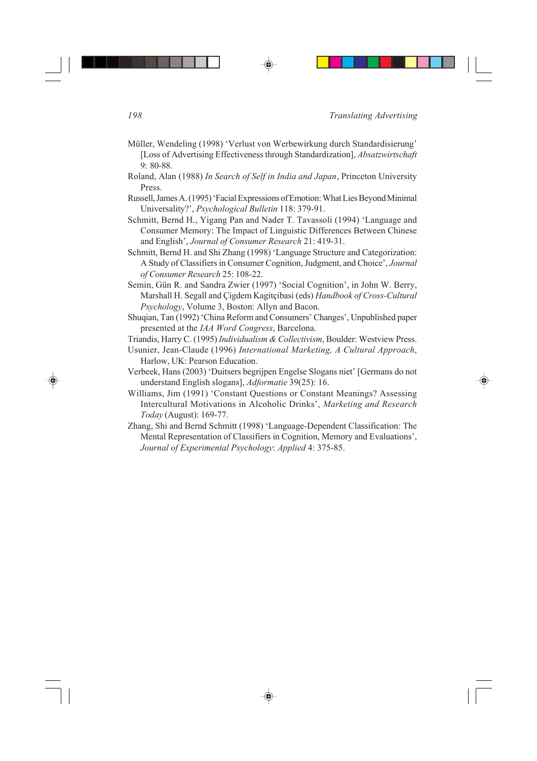Müller, Wendeling (1998) 'Verlust von Werbewirkung durch Standardisierung' [Loss of Advertising Effectiveness through Standardization], *Absatzwirtschaft* 9: 80-88.

Roland, Alan (1988) *In Search of Self in India and Japan*, Princeton University Press.

Russell, James A. (1995) 'Facial Expressions of Emotion: What Lies Beyond Minimal Universality?', *Psychological Bulletin* 118: 379-91.

Schmitt, Bernd H., Yigang Pan and Nader T. Tavassoli (1994) 'Language and Consumer Memory: The Impact of Linguistic Differences Between Chinese and English', *Journal of Consumer Research* 21: 419-31.

Schmitt, Bernd H. and Shi Zhang (1998) 'Language Structure and Categorization: A Study of Classifiers in Consumer Cognition, Judgment, and Choice', *Journal of Consumer Research* 25: 108-22.

Semin, Gün R. and Sandra Zwier (1997) 'Social Cognition', in John W. Berry, Marshall H. Segall and Çigdem Kagitçibasi (eds) *Handbook of Cross-Cultural Psychology*, Volume 3, Boston: Allyn and Bacon.

Shuqian, Tan (1992) 'China Reform and Consumers' Changes', Unpublished paper presented at the *IAA Word Congress*, Barcelona.

Triandis, Harry C. (1995) *Individualism & Collectivism*, Boulder: Westview Press.

Usunier, Jean-Claude (1996) *International Marketing, A Cultural Approach*, Harlow, UK: Pearson Education.

Verbeek, Hans (2003) 'Duitsers begrijpen Engelse Slogans niet' [Germans do not understand English slogans], *Adformatie* 39(25): 16.

Williams, Jim (1991) 'Constant Questions or Constant Meanings? Assessing Intercultural Motivations in Alcoholic Drinks', *Marketing and Research Today* (August): 169-77.

Zhang, Shi and Bernd Schmitt (1998) 'Language-Dependent Classification: The Mental Representation of Classifiers in Cognition, Memory and Evaluations', *Journal of Experimental Psychology: Applied* 4: 375-85.